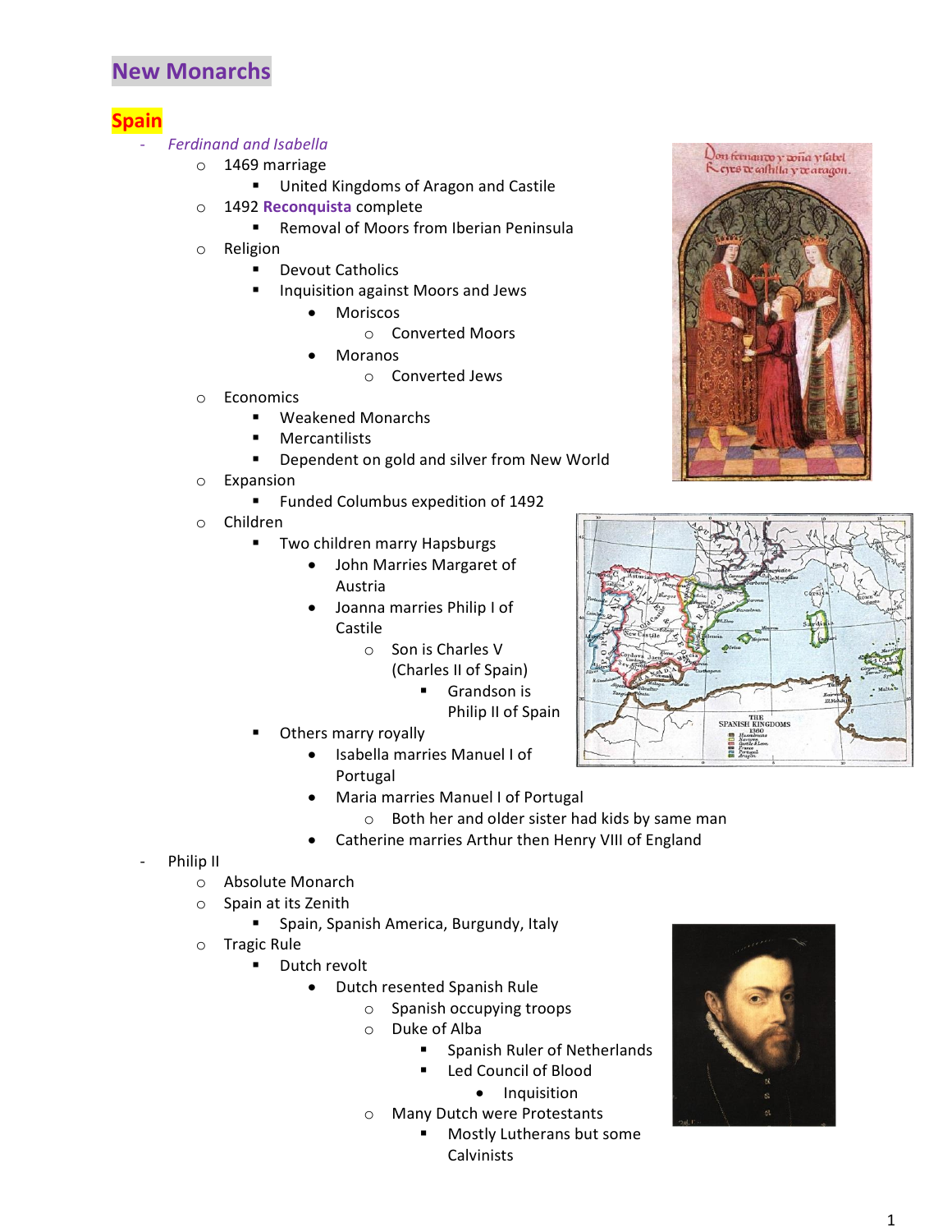# New Monarchs

## Spain

- *Ferdinand and Isabella*
  - 1469 marriage
    - United Kingdoms of Aragon and Castile
  - 1492 **Reconquista** complete
    - Removal of Moors from Iberian Peninsula
  - Religion
    - Devout Catholics
    - Inquisition against Moors and Jews
      - Moriscos
        - Converted Moors
      - Moranos
        - Converted Jews
  - Economics
    - Weakened Monarchs
    - Mercantilists
    - Dependent on gold and silver from New World
  - Expansion
    - Funded Columbus expedition of 1492
  - Children
    - Two children marry Hapsburgs
      - John Marries Margaret of Austria
      - Joanna marries Philip I of Castile
        - Son is Charles V (Charles II of Spain)
          - Grandson is Philip II of Spain
    - Others marry royally
      - Isabella marries Manuel I of Portugal
      - Maria marries Manuel I of Portugal
        - Both her and older sister had kids by same man
      - Catherine marries Arthur then Henry VIII of England
- Philip II
  - Absolute Monarch
  - Spain at its Zenith
    - Spain, Spanish America, Burgundy, Italy
  - Tragic Rule
    - Dutch revolt
      - Dutch resented Spanish Rule
        - Spanish occupying troops
        - Duke of Alba
          - Spanish Ruler of Netherlands
          - Led Council of Blood
            - Inquisition
        - Many Dutch were Protestants
          - Mostly Lutherans but some Calvinists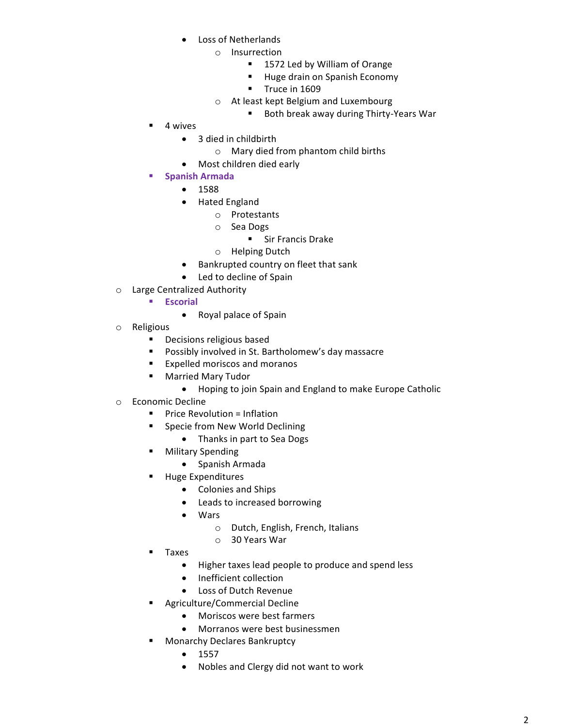- Loss of Netherlands
  - Insurrection
    - 1572 Led by William of Orange
    - Huge drain on Spanish Economy
    - Truce in 1609
  - At least kept Belgium and Luxembourg
    - Both break away during Thirty-Years War
- 4 wives
  - 3 died in childbirth
    - Mary died from phantom child births
  - Most children died early
- **Spanish Armada**
  - 1588
  - Hated England
    - Protestants
    - Sea Dogs
      - Sir Francis Drake
    - Helping Dutch
  - Bankrupted country on fleet that sank
  - Led to decline of Spain
- Large Centralized Authority
  - **Escorial**
    - Royal palace of Spain
- Religious
  - Decisions religious based
  - Possibly involved in St. Bartholomew's day massacre
  - Expelled moriscos and moranos
  - Married Mary Tudor
    - Hoping to join Spain and England to make Europe Catholic
- Economic Decline
  - Price Revolution = Inflation
  - Specie from New World Declining
    - Thanks in part to Sea Dogs
  - Military Spending
    - Spanish Armada
  - Huge Expenditures
    - Colonies and Ships
    - Leads to increased borrowing
    - Wars
      - Dutch, English, French, Italians
      - 30 Years War
  - Taxes
    - Higher taxes lead people to produce and spend less
    - Inefficient collection
    - Loss of Dutch Revenue
  - Agriculture/Commercial Decline
    - Moriscos were best farmers
    - Morranos were best businessmen
  - Monarchy Declares Bankruptcy
    - 1557
    - Nobles and Clergy did not want to work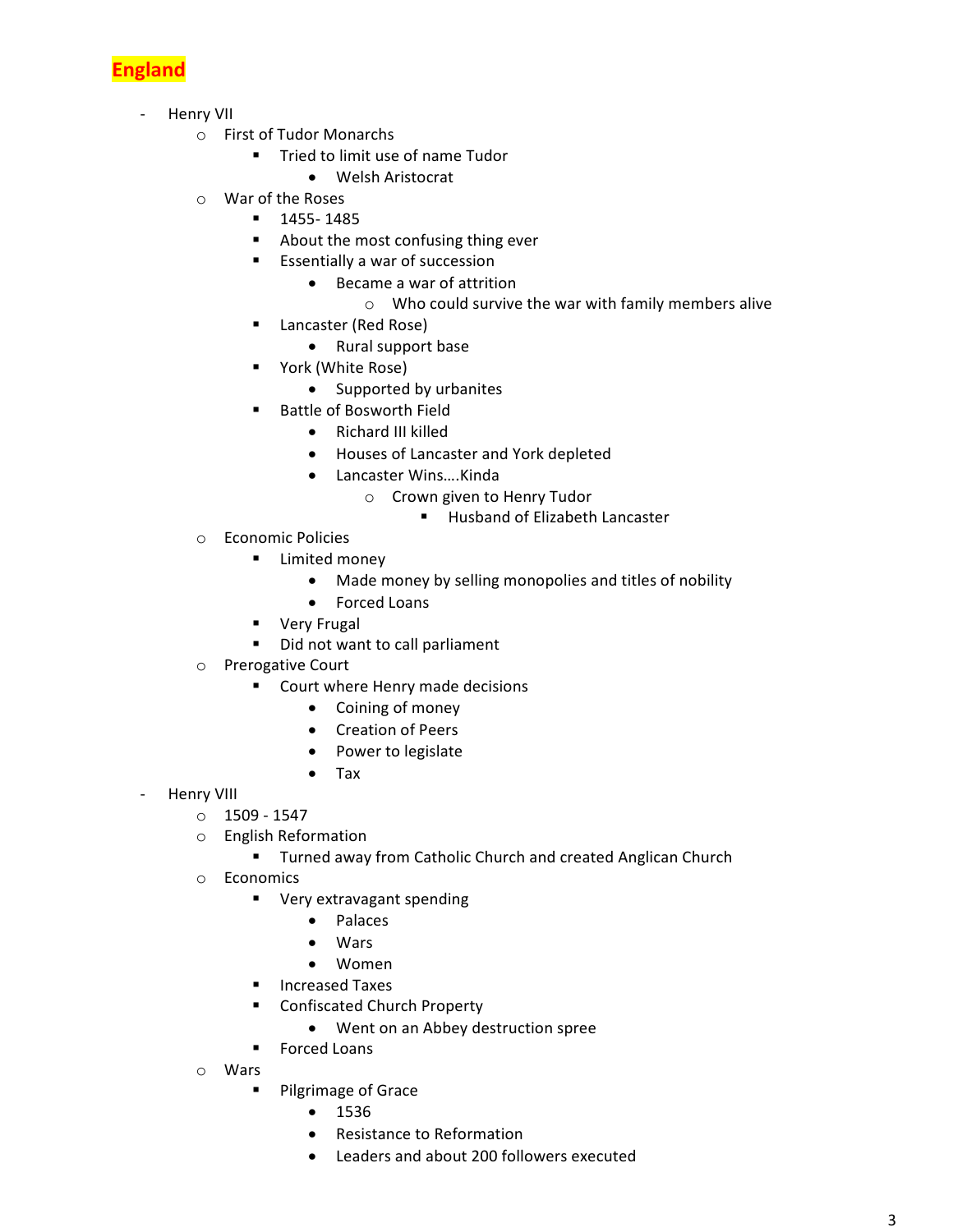# England

- Henry VII
  - First of Tudor Monarchs
    - Tried to limit use of name Tudor
      - Welsh Aristocrat
  - War of the Roses
    - 1455- 1485
    - About the most confusing thing ever
    - Essentially a war of succession
      - Became a war of attrition
        - Who could survive the war with family members alive
    - Lancaster (Red Rose)
      - Rural support base
    - York (White Rose)
      - Supported by urbanites
    - Battle of Bosworth Field
      - Richard III killed
      - Houses of Lancaster and York depleted
      - Lancaster Wins….Kinda
        - Crown given to Henry Tudor
          - Husband of Elizabeth Lancaster
  - Economic Policies
    - Limited money
      - Made money by selling monopolies and titles of nobility
      - Forced Loans
    - Very Frugal
    - Did not want to call parliament
  - Prerogative Court
    - Court where Henry made decisions
      - Coining of money
      - Creation of Peers
      - Power to legislate
      - Tax
- Henry VIII
  - 1509 - 1547
  - English Reformation
    - Turned away from Catholic Church and created Anglican Church
  - Economics
    - Very extravagant spending
      - Palaces
      - Wars
      - Women
    - Increased Taxes
    - Confiscated Church Property
      - Went on an Abbey destruction spree
    - Forced Loans
  - Wars
    - Pilgrimage of Grace
      - 1536
      - Resistance to Reformation
      - Leaders and about 200 followers executed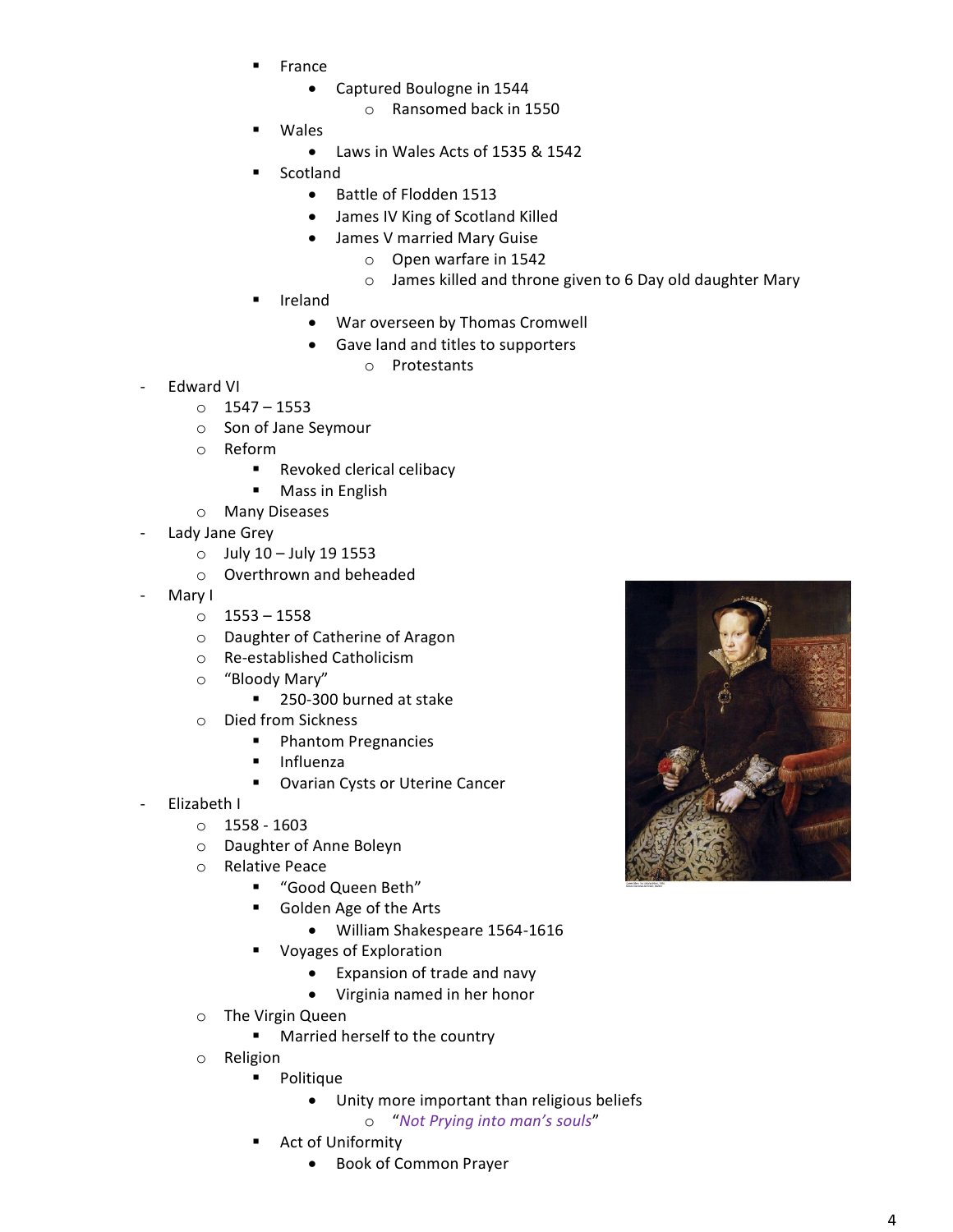- France
  - Captured Boulogne in 1544
    - Ransomed back in 1550
- Wales
  - Laws in Wales Acts of 1535 & 1542
- Scotland
  - Battle of Flodden 1513
  - James IV King of Scotland Killed
  - James V married Mary Guise
    - Open warfare in 1542
    - James killed and throne given to 6 Day old daughter Mary
- Ireland
  - War overseen by Thomas Cromwell
  - Gave land and titles to supporters
    - Protestants

- Edward VI
  - 1547 – 1553
  - Son of Jane Seymour
  - Reform
    - Revoked clerical celibacy
    - Mass in English
  - Many Diseases
- Lady Jane Grey
  - July 10 – July 19 1553
  - Overthrown and beheaded
- Mary I
  - 1553 – 1558
  - Daughter of Catherine of Aragon
  - Re-established Catholicism
  - "Bloody Mary"
    - 250-300 burned at stake
  - Died from Sickness
    - Phantom Pregnancies
    - Influenza
    - Ovarian Cysts or Uterine Cancer
- Elizabeth I
  - 1558 - 1603
  - Daughter of Anne Boleyn
  - Relative Peace
    - "Good Queen Beth"
    - Golden Age of the Arts
      - William Shakespeare 1564-1616
    - Voyages of Exploration
      - Expansion of trade and navy
      - Virginia named in her honor
  - The Virgin Queen
    - Married herself to the country
  - Religion
    - Politique
      - Unity more important than religious beliefs
        - "*Not Prying into man's souls*"
    - Act of Uniformity
      - Book of Common Prayer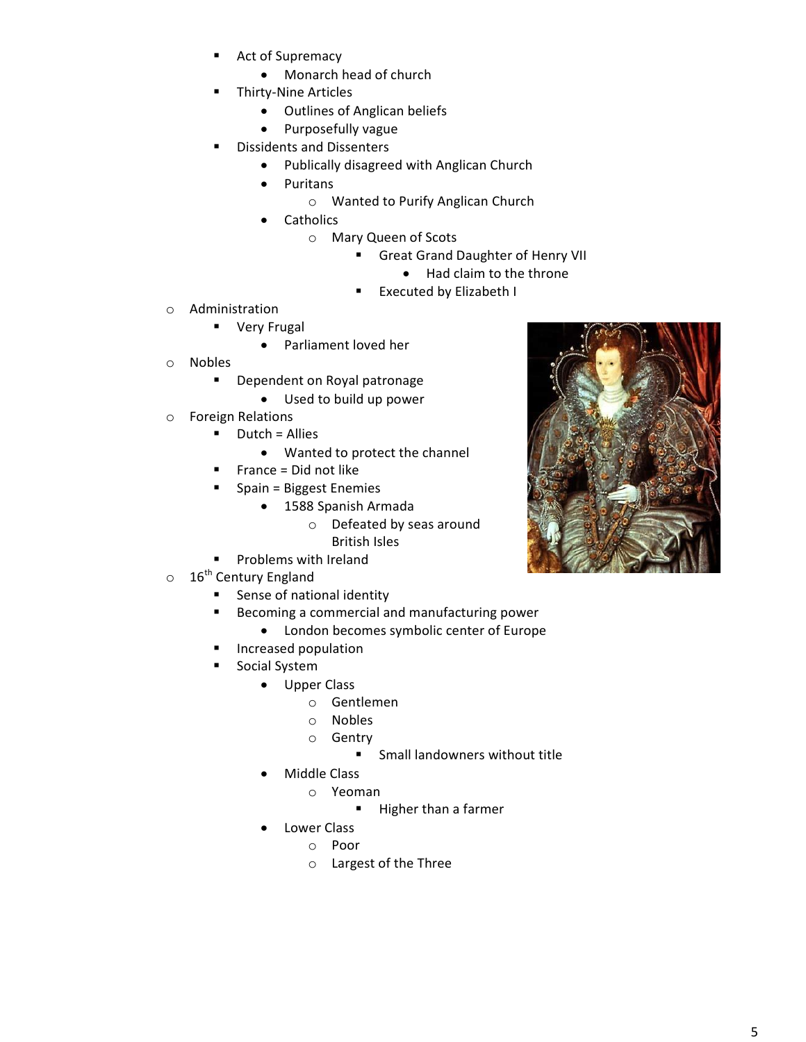- Act of Supremacy
  - Monarch head of church
- Thirty-Nine Articles
  - Outlines of Anglican beliefs
  - Purposefully vague
- Dissidents and Dissenters
  - Publically disagreed with Anglican Church
  - Puritans
    - Wanted to Purify Anglican Church
  - Catholics
    - Mary Queen of Scots
      - Great Grand Daughter of Henry VII
        - Had claim to the throne
      - Executed by Elizabeth I

- Administration
  - Very Frugal
    - Parliament loved her
- Nobles
  - Dependent on Royal patronage
    - Used to build up power
- Foreign Relations
  - Dutch = Allies
    - Wanted to protect the channel
  - France = Did not like
  - Spain = Biggest Enemies
    - 1588 Spanish Armada
      - Defeated by seas around British Isles
  - Problems with Ireland
- 16th Century England
  - Sense of national identity
  - Becoming a commercial and manufacturing power
    - London becomes symbolic center of Europe
  - Increased population
  - Social System
    - Upper Class
      - Gentlemen
      - Nobles
      - Gentry
        - Small landowners without title
    - Middle Class
      - Yeoman
        - Higher than a farmer
    - Lower Class
      - Poor
      - Largest of the Three